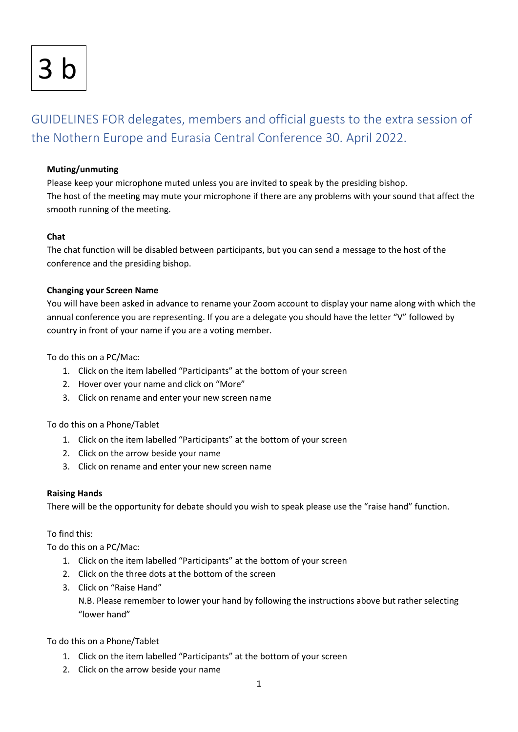3 b

# GUIDELINES FOR delegates, members and official guests to the extra session of the Nothern Europe and Eurasia Central Conference 30. April 2022.

**Muting/unmuting**

Please keep your microphone muted unless you are invited to speak by the presiding bishop.
The host of the meeting may mute your microphone if there are any problems with your sound that affect the smooth running of the meeting.

**Chat**

The chat function will be disabled between participants, but you can send a message to the host of the conference and the presiding bishop.

**Changing your Screen Name**

You will have been asked in advance to rename your Zoom account to display your name along with which the annual conference you are representing. If you are a delegate you should have the letter "V" followed by country in front of your name if you are a voting member.

To do this on a PC/Mac:

1. Click on the item labelled "Participants" at the bottom of your screen
2. Hover over your name and click on "More"
3. Click on rename and enter your new screen name

To do this on a Phone/Tablet

1. Click on the item labelled "Participants" at the bottom of your screen
2. Click on the arrow beside your name
3. Click on rename and enter your new screen name

**Raising Hands**

There will be the opportunity for debate should you wish to speak please use the "raise hand" function.

To find this:
To do this on a PC/Mac:

1. Click on the item labelled "Participants" at the bottom of your screen
2. Click on the three dots at the bottom of the screen
3. Click on "Raise Hand"
   N.B. Please remember to lower your hand by following the instructions above but rather selecting "lower hand"

To do this on a Phone/Tablet

1. Click on the item labelled "Participants" at the bottom of your screen
2. Click on the arrow beside your name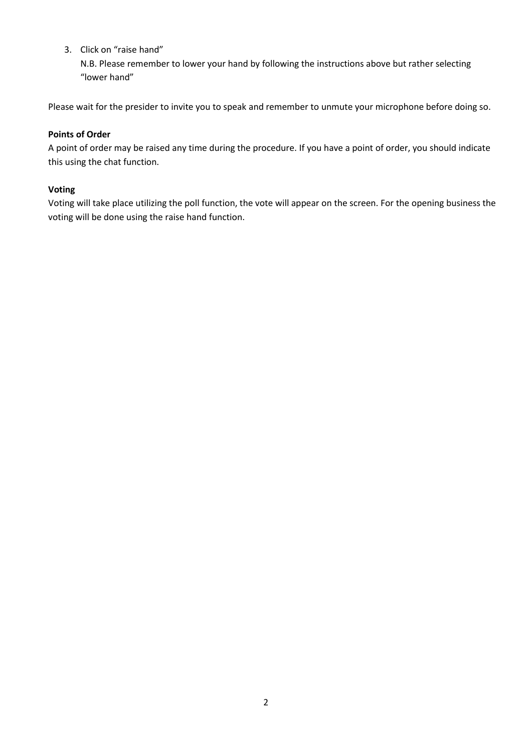3. Click on "raise hand"

   N.B. Please remember to lower your hand by following the instructions above but rather selecting "lower hand"

Please wait for the presider to invite you to speak and remember to unmute your microphone before doing so.

**Points of Order**

A point of order may be raised any time during the procedure. If you have a point of order, you should indicate this using the chat function.

**Voting**

Voting will take place utilizing the poll function, the vote will appear on the screen. For the opening business the voting will be done using the raise hand function.